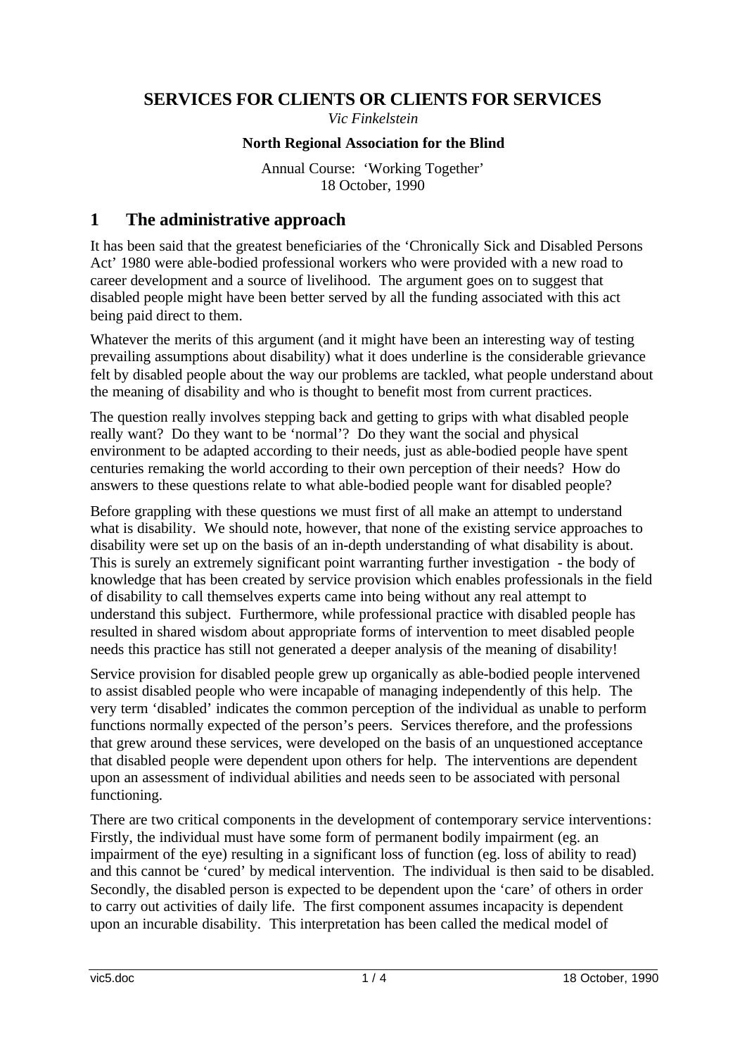# SERVICES FOR CLIENTS OR CLIENTS FOR SERVICES

*Vic Finkelstein*

**North Regional Association for the Blind**

Annual Course: 'Working Together'
18 October, 1990

## 1 The administrative approach

It has been said that the greatest beneficiaries of the 'Chronically Sick and Disabled Persons Act' 1980 were able-bodied professional workers who were provided with a new road to career development and a source of livelihood. The argument goes on to suggest that disabled people might have been better served by all the funding associated with this act being paid direct to them.

Whatever the merits of this argument (and it might have been an interesting way of testing prevailing assumptions about disability) what it does underline is the considerable grievance felt by disabled people about the way our problems are tackled, what people understand about the meaning of disability and who is thought to benefit most from current practices.

The question really involves stepping back and getting to grips with what disabled people really want? Do they want to be 'normal'? Do they want the social and physical environment to be adapted according to their needs, just as able-bodied people have spent centuries remaking the world according to their own perception of their needs? How do answers to these questions relate to what able-bodied people want for disabled people?

Before grappling with these questions we must first of all make an attempt to understand what is disability. We should note, however, that none of the existing service approaches to disability were set up on the basis of an in-depth understanding of what disability is about. This is surely an extremely significant point warranting further investigation - the body of knowledge that has been created by service provision which enables professionals in the field of disability to call themselves experts came into being without any real attempt to understand this subject. Furthermore, while professional practice with disabled people has resulted in shared wisdom about appropriate forms of intervention to meet disabled people needs this practice has still not generated a deeper analysis of the meaning of disability!

Service provision for disabled people grew up organically as able-bodied people intervened to assist disabled people who were incapable of managing independently of this help. The very term 'disabled' indicates the common perception of the individual as unable to perform functions normally expected of the person's peers. Services therefore, and the professions that grew around these services, were developed on the basis of an unquestioned acceptance that disabled people were dependent upon others for help. The interventions are dependent upon an assessment of individual abilities and needs seen to be associated with personal functioning.

There are two critical components in the development of contemporary service interventions: Firstly, the individual must have some form of permanent bodily impairment (eg. an impairment of the eye) resulting in a significant loss of function (eg. loss of ability to read) and this cannot be 'cured' by medical intervention. The individual is then said to be disabled. Secondly, the disabled person is expected to be dependent upon the 'care' of others in order to carry out activities of daily life. The first component assumes incapacity is dependent upon an incurable disability. This interpretation has been called the medical model of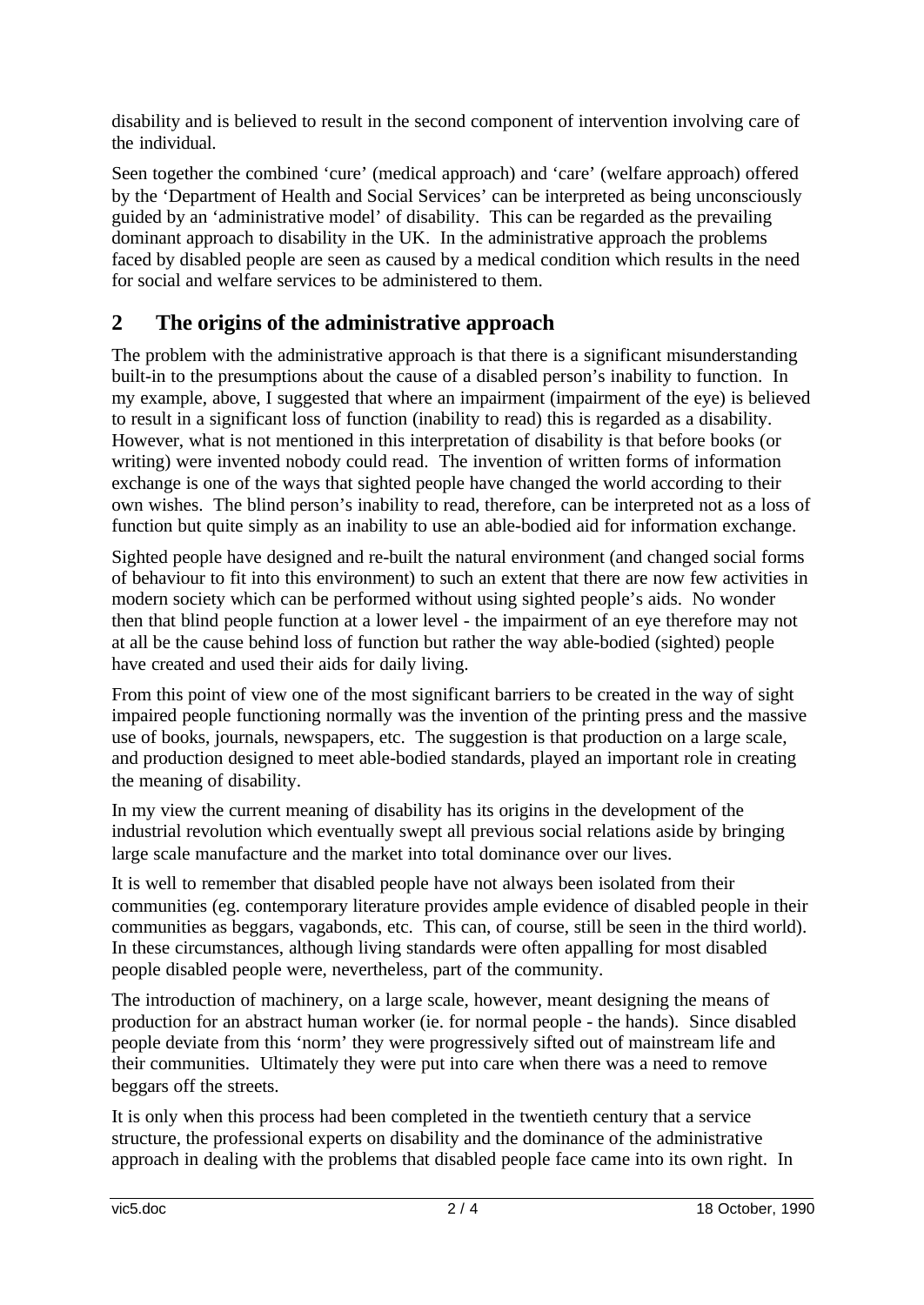disability and is believed to result in the second component of intervention involving care of the individual.

Seen together the combined 'cure' (medical approach) and 'care' (welfare approach) offered by the 'Department of Health and Social Services' can be interpreted as being unconsciously guided by an 'administrative model' of disability. This can be regarded as the prevailing dominant approach to disability in the UK. In the administrative approach the problems faced by disabled people are seen as caused by a medical condition which results in the need for social and welfare services to be administered to them.

## 2 The origins of the administrative approach

The problem with the administrative approach is that there is a significant misunderstanding built-in to the presumptions about the cause of a disabled person's inability to function. In my example, above, I suggested that where an impairment (impairment of the eye) is believed to result in a significant loss of function (inability to read) this is regarded as a disability. However, what is not mentioned in this interpretation of disability is that before books (or writing) were invented nobody could read. The invention of written forms of information exchange is one of the ways that sighted people have changed the world according to their own wishes. The blind person's inability to read, therefore, can be interpreted not as a loss of function but quite simply as an inability to use an able-bodied aid for information exchange.

Sighted people have designed and re-built the natural environment (and changed social forms of behaviour to fit into this environment) to such an extent that there are now few activities in modern society which can be performed without using sighted people's aids. No wonder then that blind people function at a lower level - the impairment of an eye therefore may not at all be the cause behind loss of function but rather the way able-bodied (sighted) people have created and used their aids for daily living.

From this point of view one of the most significant barriers to be created in the way of sight impaired people functioning normally was the invention of the printing press and the massive use of books, journals, newspapers, etc. The suggestion is that production on a large scale, and production designed to meet able-bodied standards, played an important role in creating the meaning of disability.

In my view the current meaning of disability has its origins in the development of the industrial revolution which eventually swept all previous social relations aside by bringing large scale manufacture and the market into total dominance over our lives.

It is well to remember that disabled people have not always been isolated from their communities (eg. contemporary literature provides ample evidence of disabled people in their communities as beggars, vagabonds, etc. This can, of course, still be seen in the third world). In these circumstances, although living standards were often appalling for most disabled people disabled people were, nevertheless, part of the community.

The introduction of machinery, on a large scale, however, meant designing the means of production for an abstract human worker (ie. for normal people - the hands). Since disabled people deviate from this 'norm' they were progressively sifted out of mainstream life and their communities. Ultimately they were put into care when there was a need to remove beggars off the streets.

It is only when this process had been completed in the twentieth century that a service structure, the professional experts on disability and the dominance of the administrative approach in dealing with the problems that disabled people face came into its own right. In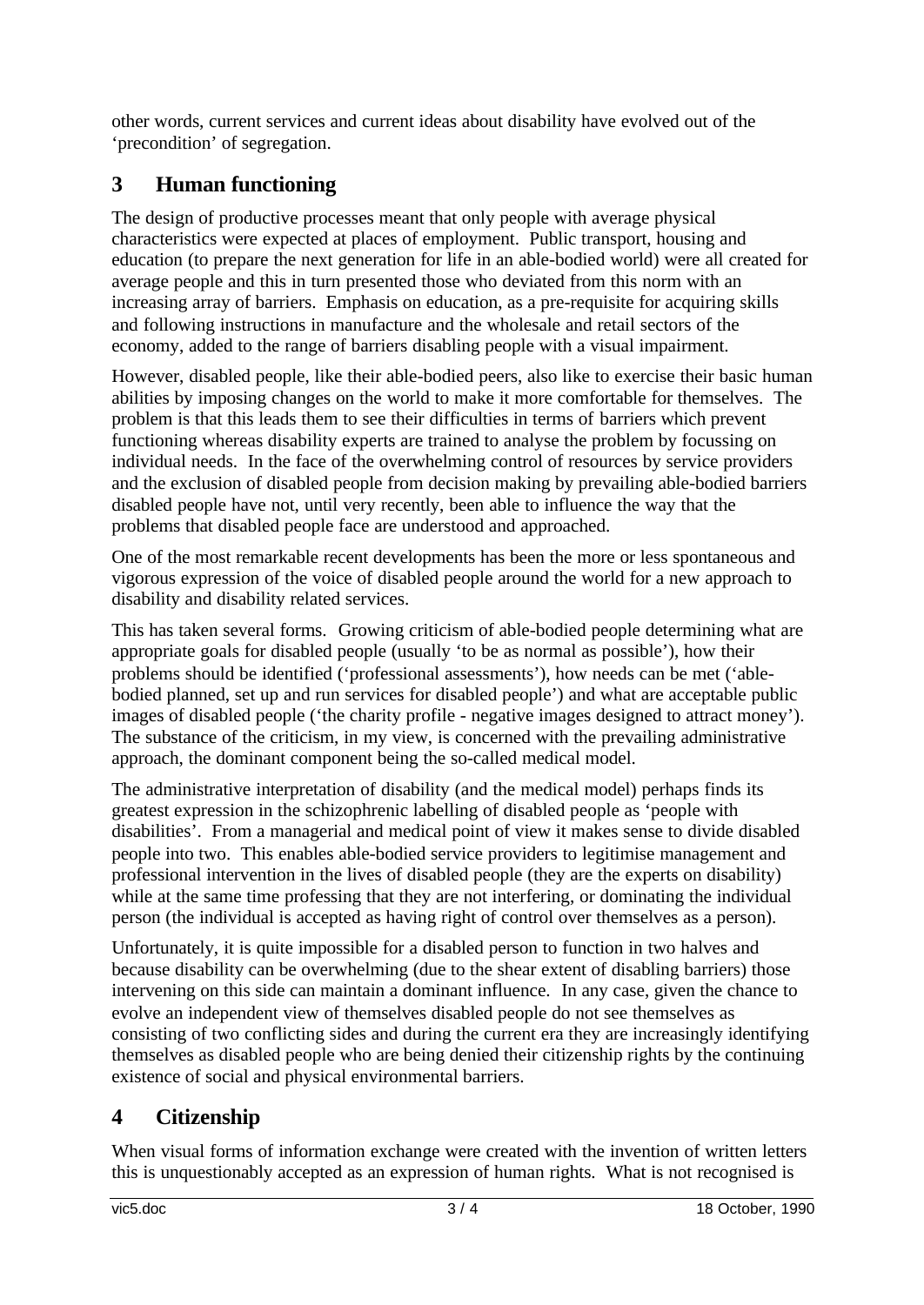other words, current services and current ideas about disability have evolved out of the 'precondition' of segregation.

## 3 Human functioning

The design of productive processes meant that only people with average physical characteristics were expected at places of employment. Public transport, housing and education (to prepare the next generation for life in an able-bodied world) were all created for average people and this in turn presented those who deviated from this norm with an increasing array of barriers. Emphasis on education, as a pre-requisite for acquiring skills and following instructions in manufacture and the wholesale and retail sectors of the economy, added to the range of barriers disabling people with a visual impairment.

However, disabled people, like their able-bodied peers, also like to exercise their basic human abilities by imposing changes on the world to make it more comfortable for themselves. The problem is that this leads them to see their difficulties in terms of barriers which prevent functioning whereas disability experts are trained to analyse the problem by focussing on individual needs. In the face of the overwhelming control of resources by service providers and the exclusion of disabled people from decision making by prevailing able-bodied barriers disabled people have not, until very recently, been able to influence the way that the problems that disabled people face are understood and approached.

One of the most remarkable recent developments has been the more or less spontaneous and vigorous expression of the voice of disabled people around the world for a new approach to disability and disability related services.

This has taken several forms. Growing criticism of able-bodied people determining what are appropriate goals for disabled people (usually 'to be as normal as possible'), how their problems should be identified ('professional assessments'), how needs can be met ('able-bodied planned, set up and run services for disabled people') and what are acceptable public images of disabled people ('the charity profile - negative images designed to attract money'). The substance of the criticism, in my view, is concerned with the prevailing administrative approach, the dominant component being the so-called medical model.

The administrative interpretation of disability (and the medical model) perhaps finds its greatest expression in the schizophrenic labelling of disabled people as 'people with disabilities'. From a managerial and medical point of view it makes sense to divide disabled people into two. This enables able-bodied service providers to legitimise management and professional intervention in the lives of disabled people (they are the experts on disability) while at the same time professing that they are not interfering, or dominating the individual person (the individual is accepted as having right of control over themselves as a person).

Unfortunately, it is quite impossible for a disabled person to function in two halves and because disability can be overwhelming (due to the shear extent of disabling barriers) those intervening on this side can maintain a dominant influence. In any case, given the chance to evolve an independent view of themselves disabled people do not see themselves as consisting of two conflicting sides and during the current era they are increasingly identifying themselves as disabled people who are being denied their citizenship rights by the continuing existence of social and physical environmental barriers.

## 4 Citizenship

When visual forms of information exchange were created with the invention of written letters this is unquestionably accepted as an expression of human rights. What is not recognised is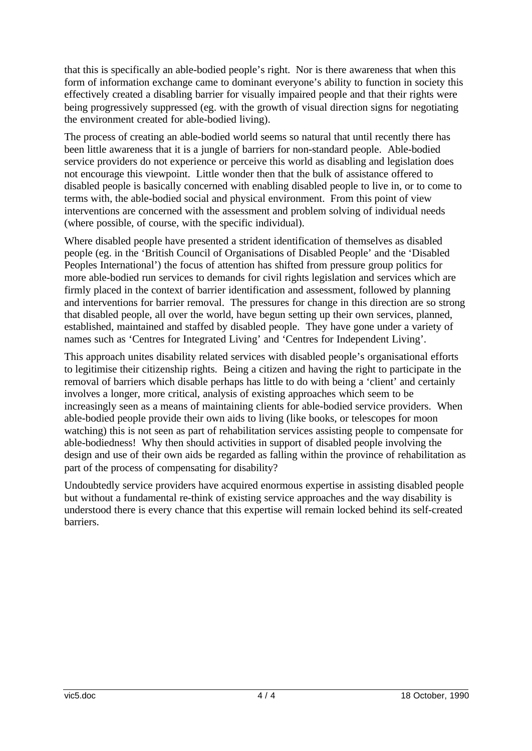that this is specifically an able-bodied people's right. Nor is there awareness that when this form of information exchange came to dominant everyone's ability to function in society this effectively created a disabling barrier for visually impaired people and that their rights were being progressively suppressed (eg. with the growth of visual direction signs for negotiating the environment created for able-bodied living).

The process of creating an able-bodied world seems so natural that until recently there has been little awareness that it is a jungle of barriers for non-standard people. Able-bodied service providers do not experience or perceive this world as disabling and legislation does not encourage this viewpoint. Little wonder then that the bulk of assistance offered to disabled people is basically concerned with enabling disabled people to live in, or to come to terms with, the able-bodied social and physical environment. From this point of view interventions are concerned with the assessment and problem solving of individual needs (where possible, of course, with the specific individual).

Where disabled people have presented a strident identification of themselves as disabled people (eg. in the 'British Council of Organisations of Disabled People' and the 'Disabled Peoples International') the focus of attention has shifted from pressure group politics for more able-bodied run services to demands for civil rights legislation and services which are firmly placed in the context of barrier identification and assessment, followed by planning and interventions for barrier removal. The pressures for change in this direction are so strong that disabled people, all over the world, have begun setting up their own services, planned, established, maintained and staffed by disabled people. They have gone under a variety of names such as 'Centres for Integrated Living' and 'Centres for Independent Living'.

This approach unites disability related services with disabled people's organisational efforts to legitimise their citizenship rights. Being a citizen and having the right to participate in the removal of barriers which disable perhaps has little to do with being a 'client' and certainly involves a longer, more critical, analysis of existing approaches which seem to be increasingly seen as a means of maintaining clients for able-bodied service providers. When able-bodied people provide their own aids to living (like books, or telescopes for moon watching) this is not seen as part of rehabilitation services assisting people to compensate for able-bodiedness! Why then should activities in support of disabled people involving the design and use of their own aids be regarded as falling within the province of rehabilitation as part of the process of compensating for disability?

Undoubtedly service providers have acquired enormous expertise in assisting disabled people but without a fundamental re-think of existing service approaches and the way disability is understood there is every chance that this expertise will remain locked behind its self-created barriers.